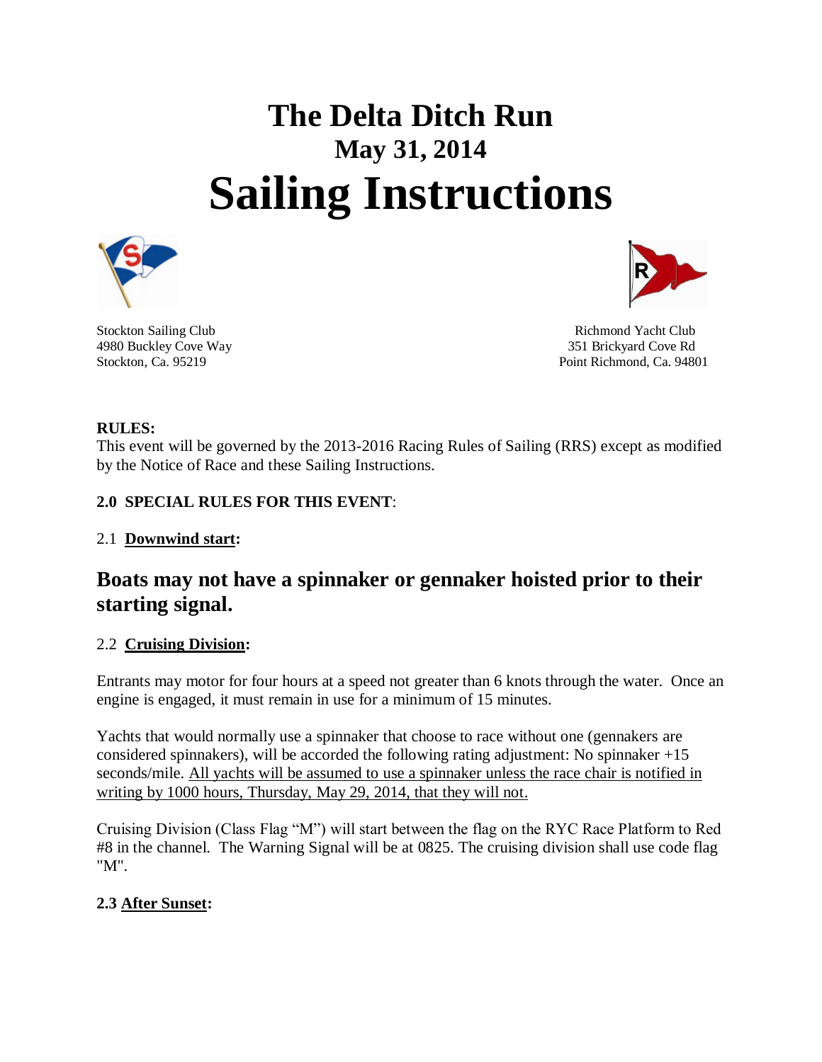# The Delta Ditch Run

## May 31, 2014

# Sailing Instructions

Stockton Sailing Club
4980 Buckley Cove Way
Stockton, Ca. 95219

Richmond Yacht Club
351 Brickyard Cove Rd
Point Richmond, Ca. 94801

**RULES:**
This event will be governed by the 2013-2016 Racing Rules of Sailing (RRS) except as modified by the Notice of Race and these Sailing Instructions.

**2.0 SPECIAL RULES FOR THIS EVENT**:

2.1 **Downwind start:**

## Boats may not have a spinnaker or gennaker hoisted prior to their starting signal.

2.2 **Cruising Division:**

Entrants may motor for four hours at a speed not greater than 6 knots through the water. Once an engine is engaged, it must remain in use for a minimum of 15 minutes.

Yachts that would normally use a spinnaker that choose to race without one (gennakers are considered spinnakers), will be accorded the following rating adjustment: No spinnaker +15 seconds/mile. All yachts will be assumed to use a spinnaker unless the race chair is notified in writing by 1000 hours, Thursday, May 29, 2014, that they will not.

Cruising Division (Class Flag "M") will start between the flag on the RYC Race Platform to Red #8 in the channel. The Warning Signal will be at 0825. The cruising division shall use code flag "M".

**2.3 After Sunset:**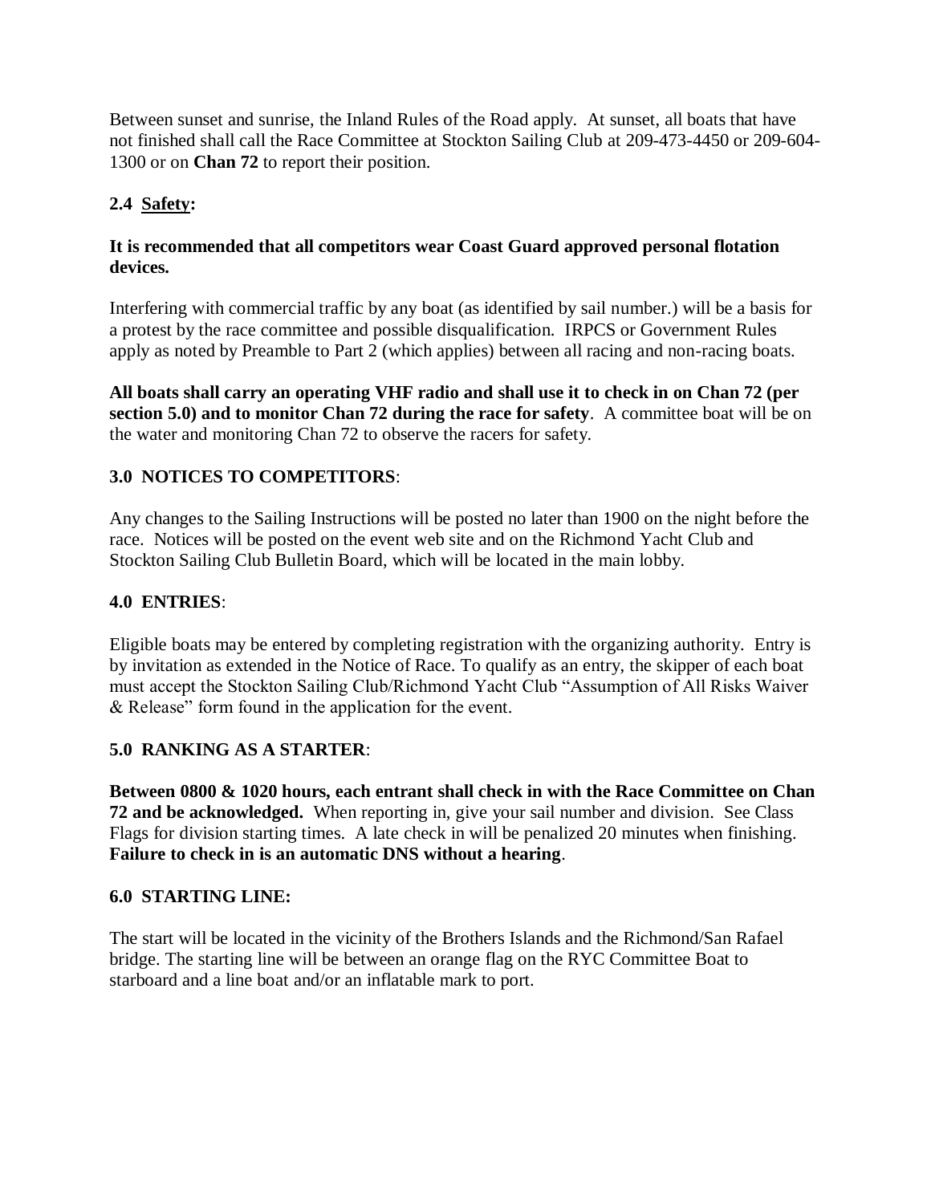Between sunset and sunrise, the Inland Rules of the Road apply. At sunset, all boats that have not finished shall call the Race Committee at Stockton Sailing Club at 209-473-4450 or 209-604-1300 or on **Chan 72** to report their position.

## 2.4 <u>Safety</u>:

**It is recommended that all competitors wear Coast Guard approved personal flotation devices.**

Interfering with commercial traffic by any boat (as identified by sail number.) will be a basis for a protest by the race committee and possible disqualification. IRPCS or Government Rules apply as noted by Preamble to Part 2 (which applies) between all racing and non-racing boats.

**All boats shall carry an operating VHF radio and shall use it to check in on Chan 72 (per section 5.0) and to monitor Chan 72 during the race for safety**. A committee boat will be on the water and monitoring Chan 72 to observe the racers for safety.

## 3.0 NOTICES TO COMPETITORS:

Any changes to the Sailing Instructions will be posted no later than 1900 on the night before the race. Notices will be posted on the event web site and on the Richmond Yacht Club and Stockton Sailing Club Bulletin Board, which will be located in the main lobby.

## 4.0 ENTRIES:

Eligible boats may be entered by completing registration with the organizing authority. Entry is by invitation as extended in the Notice of Race. To qualify as an entry, the skipper of each boat must accept the Stockton Sailing Club/Richmond Yacht Club "Assumption of All Risks Waiver & Release" form found in the application for the event.

## 5.0 RANKING AS A STARTER:

**Between 0800 & 1020 hours, each entrant shall check in with the Race Committee on Chan 72 and be acknowledged.** When reporting in, give your sail number and division. See Class Flags for division starting times. A late check in will be penalized 20 minutes when finishing. **Failure to check in is an automatic DNS without a hearing**.

## 6.0 STARTING LINE:

The start will be located in the vicinity of the Brothers Islands and the Richmond/San Rafael bridge. The starting line will be between an orange flag on the RYC Committee Boat to starboard and a line boat and/or an inflatable mark to port.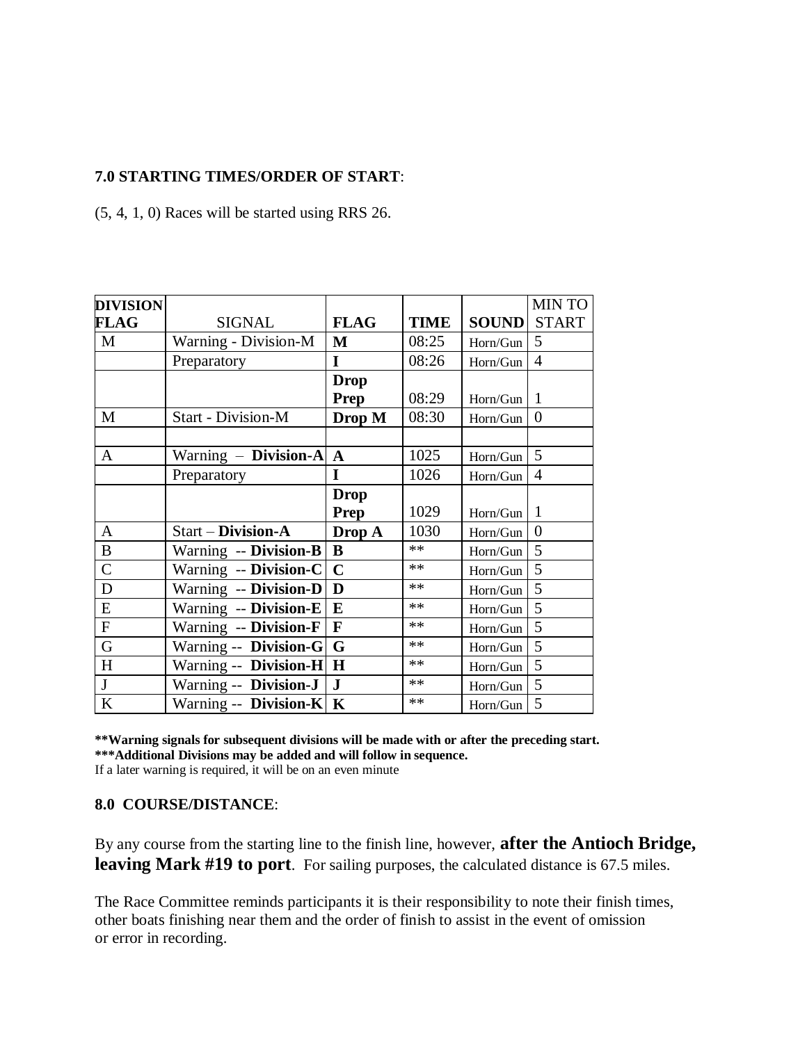**7.0 STARTING TIMES/ORDER OF START**:

(5, 4, 1, 0) Races will be started using RRS 26.

| **DIVISION FLAG** | SIGNAL | **FLAG** | **TIME** | **SOUND** | MIN TO START |
|---|---|---|---|---|---|
| M | Warning - Division-M | **M** | 08:25 | Horn/Gun | 5 |
| | Preparatory | **I** | 08:26 | Horn/Gun | 4 |
| | | **Drop Prep** | 08:29 | Horn/Gun | 1 |
| M | Start - Division-M | **Drop M** | 08:30 | Horn/Gun | 0 |
| | | | | | |
| A | Warning – **Division-A** | **A** | 1025 | Horn/Gun | 5 |
| | Preparatory | **I** | 1026 | Horn/Gun | 4 |
| | | **Drop Prep** | 1029 | Horn/Gun | 1 |
| A | Start – **Division-A** | **Drop A** | 1030 | Horn/Gun | 0 |
| B | Warning -- **Division-B** | **B** | ** | Horn/Gun | 5 |
| C | Warning -- **Division-C** | **C** | ** | Horn/Gun | 5 |
| D | Warning -- **Division-D** | **D** | ** | Horn/Gun | 5 |
| E | Warning -- **Division-E** | **E** | ** | Horn/Gun | 5 |
| F | Warning -- **Division-F** | **F** | ** | Horn/Gun | 5 |
| G | Warning -- **Division-G** | **G** | ** | Horn/Gun | 5 |
| H | Warning -- **Division-H** | **H** | ** | Horn/Gun | 5 |
| J | Warning -- **Division-J** | **J** | ** | Horn/Gun | 5 |
| K | Warning -- **Division-K** | **K** | ** | Horn/Gun | 5 |

**\*\*Warning signals for subsequent divisions will be made with or after the preceding start.**
**\*\*\*Additional Divisions may be added and will follow in sequence.**
If a later warning is required, it will be on an even minute

**8.0 COURSE/DISTANCE**:

By any course from the starting line to the finish line, however, **after the Antioch Bridge, leaving Mark #19 to port**. For sailing purposes, the calculated distance is 67.5 miles.

The Race Committee reminds participants it is their responsibility to note their finish times, other boats finishing near them and the order of finish to assist in the event of omission or error in recording.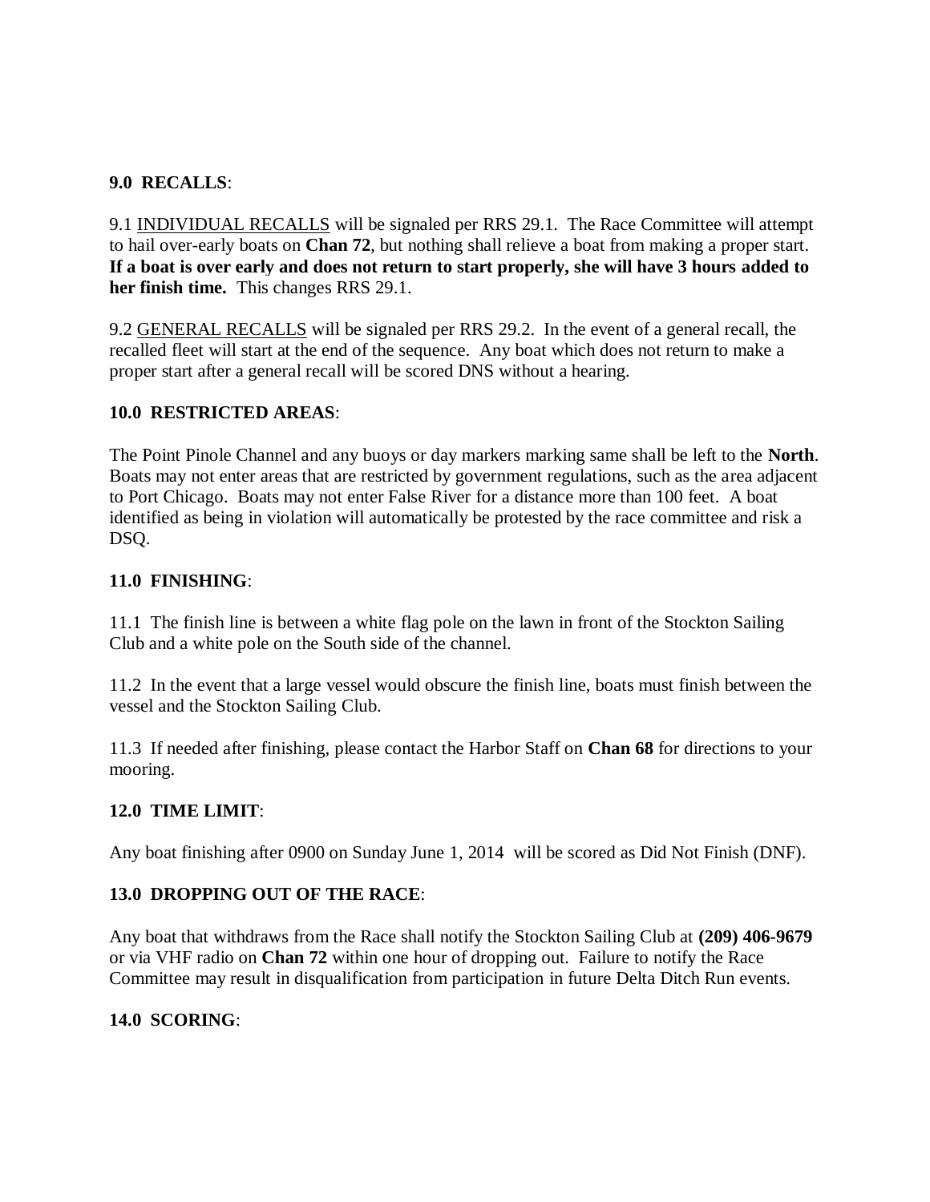**9.0 RECALLS**:

9.1 INDIVIDUAL RECALLS will be signaled per RRS 29.1. The Race Committee will attempt to hail over-early boats on **Chan 72**, but nothing shall relieve a boat from making a proper start. **If a boat is over early and does not return to start properly, she will have 3 hours added to her finish time.** This changes RRS 29.1.

9.2 GENERAL RECALLS will be signaled per RRS 29.2. In the event of a general recall, the recalled fleet will start at the end of the sequence. Any boat which does not return to make a proper start after a general recall will be scored DNS without a hearing.

**10.0 RESTRICTED AREAS**:

The Point Pinole Channel and any buoys or day markers marking same shall be left to the **North**. Boats may not enter areas that are restricted by government regulations, such as the area adjacent to Port Chicago. Boats may not enter False River for a distance more than 100 feet. A boat identified as being in violation will automatically be protested by the race committee and risk a DSQ.

**11.0 FINISHING**:

11.1 The finish line is between a white flag pole on the lawn in front of the Stockton Sailing Club and a white pole on the South side of the channel.

11.2 In the event that a large vessel would obscure the finish line, boats must finish between the vessel and the Stockton Sailing Club.

11.3 If needed after finishing, please contact the Harbor Staff on **Chan 68** for directions to your mooring.

**12.0 TIME LIMIT**:

Any boat finishing after 0900 on Sunday June 1, 2014 will be scored as Did Not Finish (DNF).

**13.0 DROPPING OUT OF THE RACE**:

Any boat that withdraws from the Race shall notify the Stockton Sailing Club at **(209) 406-9679** or via VHF radio on **Chan 72** within one hour of dropping out. Failure to notify the Race Committee may result in disqualification from participation in future Delta Ditch Run events.

**14.0 SCORING**: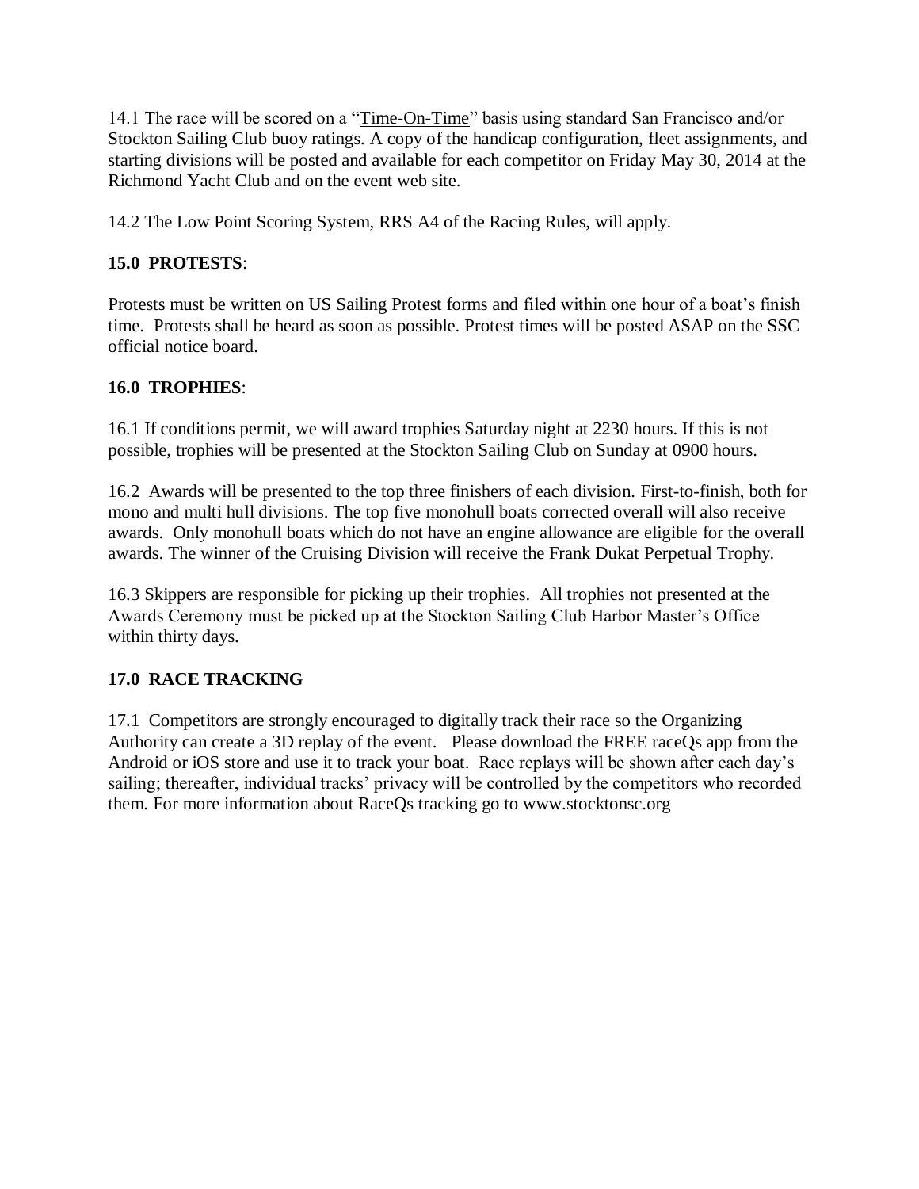14.1 The race will be scored on a "Time-On-Time" basis using standard San Francisco and/or Stockton Sailing Club buoy ratings. A copy of the handicap configuration, fleet assignments, and starting divisions will be posted and available for each competitor on Friday May 30, 2014 at the Richmond Yacht Club and on the event web site.

14.2 The Low Point Scoring System, RRS A4 of the Racing Rules, will apply.

**15.0 PROTESTS**:

Protests must be written on US Sailing Protest forms and filed within one hour of a boat's finish time. Protests shall be heard as soon as possible. Protest times will be posted ASAP on the SSC official notice board.

**16.0 TROPHIES**:

16.1 If conditions permit, we will award trophies Saturday night at 2230 hours. If this is not possible, trophies will be presented at the Stockton Sailing Club on Sunday at 0900 hours.

16.2 Awards will be presented to the top three finishers of each division. First-to-finish, both for mono and multi hull divisions. The top five monohull boats corrected overall will also receive awards. Only monohull boats which do not have an engine allowance are eligible for the overall awards. The winner of the Cruising Division will receive the Frank Dukat Perpetual Trophy.

16.3 Skippers are responsible for picking up their trophies. All trophies not presented at the Awards Ceremony must be picked up at the Stockton Sailing Club Harbor Master's Office within thirty days.

**17.0 RACE TRACKING**

17.1 Competitors are strongly encouraged to digitally track their race so the Organizing Authority can create a 3D replay of the event. Please download the FREE raceQs app from the Android or iOS store and use it to track your boat. Race replays will be shown after each day's sailing; thereafter, individual tracks' privacy will be controlled by the competitors who recorded them. For more information about RaceQs tracking go to www.stocktonsc.org